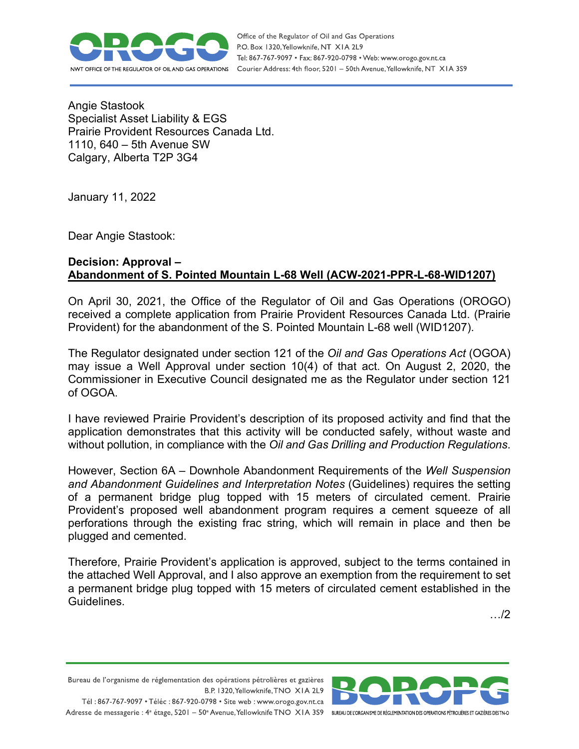Office of the Regulator of Oil and Gas Operations
P.O. Box 1320, Yellowknife, NT X1A 2L9
Tel: 867-767-9097 • Fax: 867-920-0798 • Web: www.orogo.gov.nt.ca
Courier Address: 4th floor, 5201 – 50th Avenue, Yellowknife, NT X1A 3S9

Angie Stastook
Specialist Asset Liability & EGS
Prairie Provident Resources Canada Ltd.
1110, 640 – 5th Avenue SW
Calgary, Alberta T2P 3G4

January 11, 2022

Dear Angie Stastook:

**Decision: Approval –**
**<u>Abandonment of S. Pointed Mountain L-68 Well (ACW-2021-PPR-L-68-WID1207)</u>**

On April 30, 2021, the Office of the Regulator of Oil and Gas Operations (OROGO) received a complete application from Prairie Provident Resources Canada Ltd. (Prairie Provident) for the abandonment of the S. Pointed Mountain L-68 well (WID1207).

The Regulator designated under section 121 of the *Oil and Gas Operations Act* (OGOA) may issue a Well Approval under section 10(4) of that act. On August 2, 2020, the Commissioner in Executive Council designated me as the Regulator under section 121 of OGOA.

I have reviewed Prairie Provident's description of its proposed activity and find that the application demonstrates that this activity will be conducted safely, without waste and without pollution, in compliance with the *Oil and Gas Drilling and Production Regulations*.

However, Section 6A – Downhole Abandonment Requirements of the *Well Suspension and Abandonment Guidelines and Interpretation Notes* (Guidelines) requires the setting of a permanent bridge plug topped with 15 meters of circulated cement. Prairie Provident's proposed well abandonment program requires a cement squeeze of all perforations through the existing frac string, which will remain in place and then be plugged and cemented.

Therefore, Prairie Provident's application is approved, subject to the terms contained in the attached Well Approval, and I also approve an exemption from the requirement to set a permanent bridge plug topped with 15 meters of circulated cement established in the Guidelines.

…/2

Bureau de l'organisme de réglementation des opérations pétrolières et gazières
B.P. 1320, Yellowknife, TNO X1A 2L9
Tél : 867-767-9097 • Téléc : 867-920-0798 • Site web : www.orogo.gov.nt.ca
Adresse de messagerie : 4e étage, 5201 – 50e Avenue, Yellowknife TNO X1A 3S9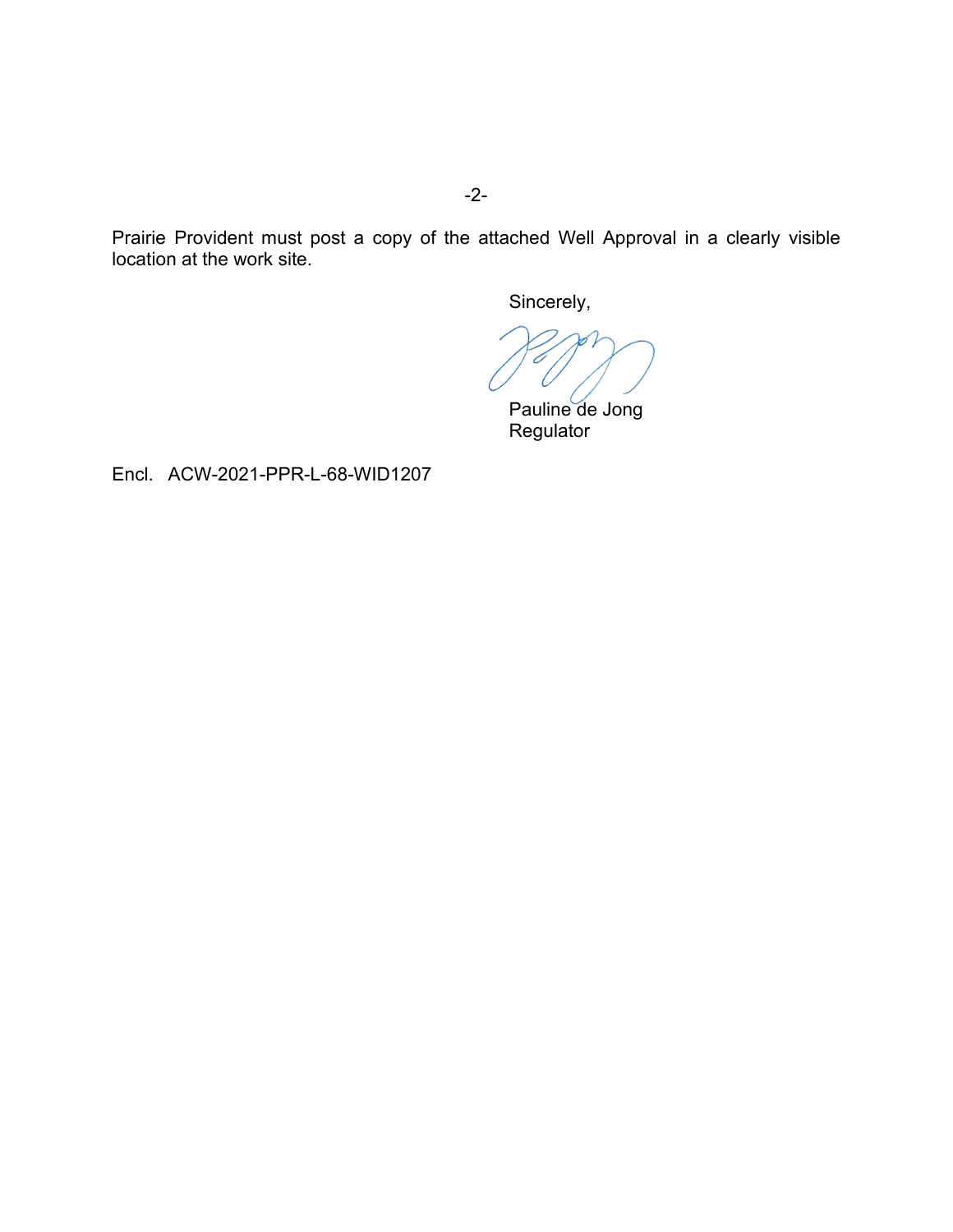Prairie Provident must post a copy of the attached Well Approval in a clearly visible location at the work site.

Sincerely,

Pauline de Jong
Regulator

Encl. ACW-2021-PPR-L-68-WID1207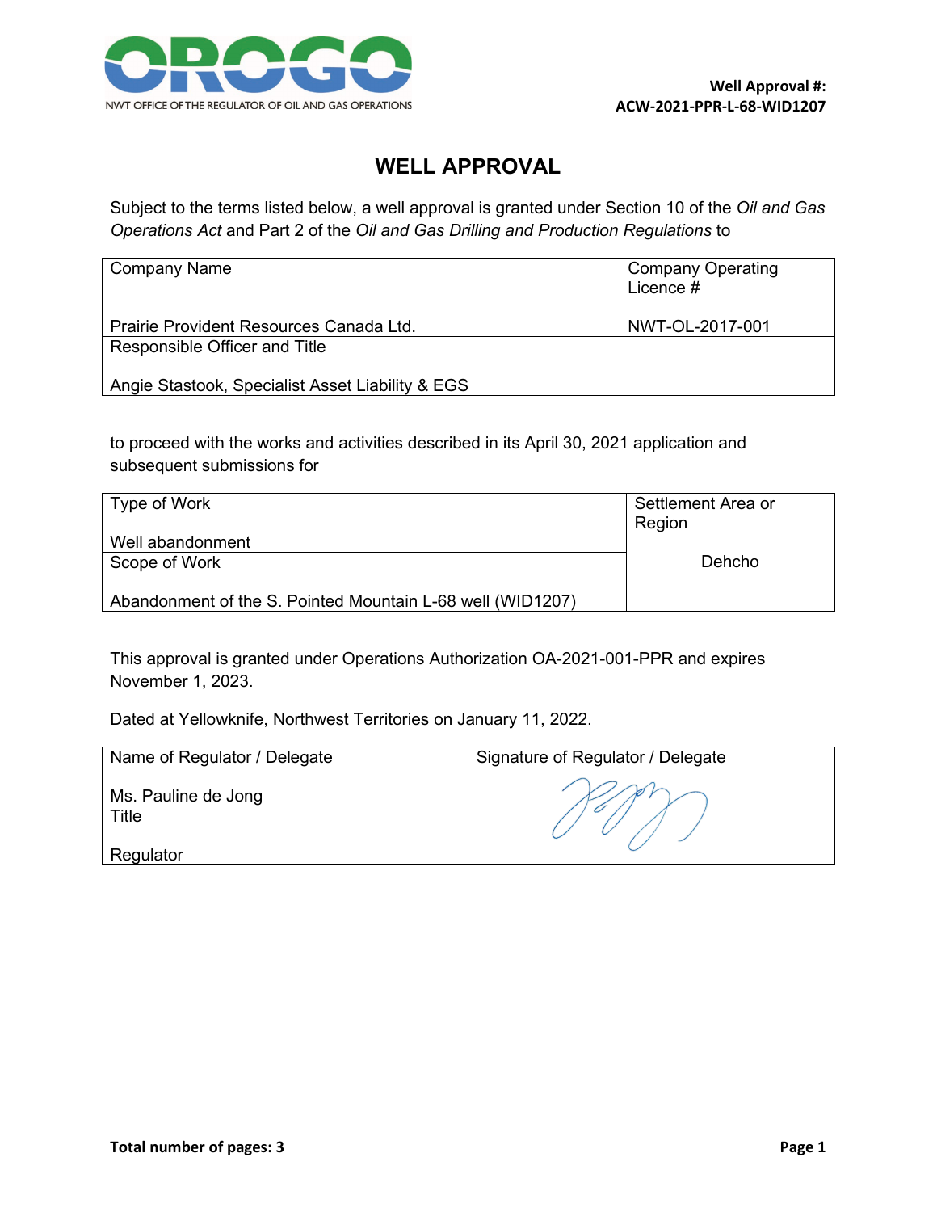**Well Approval #:**
**ACW-2021-PPR-L-68-WID1207**

# WELL APPROVAL

Subject to the terms listed below, a well approval is granted under Section 10 of the *Oil and Gas Operations Act* and Part 2 of the *Oil and Gas Drilling and Production Regulations* to

| Company Name | Company Operating Licence # |
|---|---|
| Prairie Provident Resources Canada Ltd. | NWT-OL-2017-001 |
| Responsible Officer and Title | |
| Angie Stastook, Specialist Asset Liability & EGS | |

to proceed with the works and activities described in its April 30, 2021 application and subsequent submissions for

| Type of Work | Settlement Area or Region |
|---|---|
| Well abandonment | Dehcho |
| Scope of Work | |
| Abandonment of the S. Pointed Mountain L-68 well (WID1207) | |

This approval is granted under Operations Authorization OA-2021-001-PPR and expires November 1, 2023.

Dated at Yellowknife, Northwest Territories on January 11, 2022.

| Name of Regulator / Delegate | Signature of Regulator / Delegate |
|---|---|
| Ms. Pauline de Jong | |
| Title | |
| Regulator | |

**Total number of pages: 3**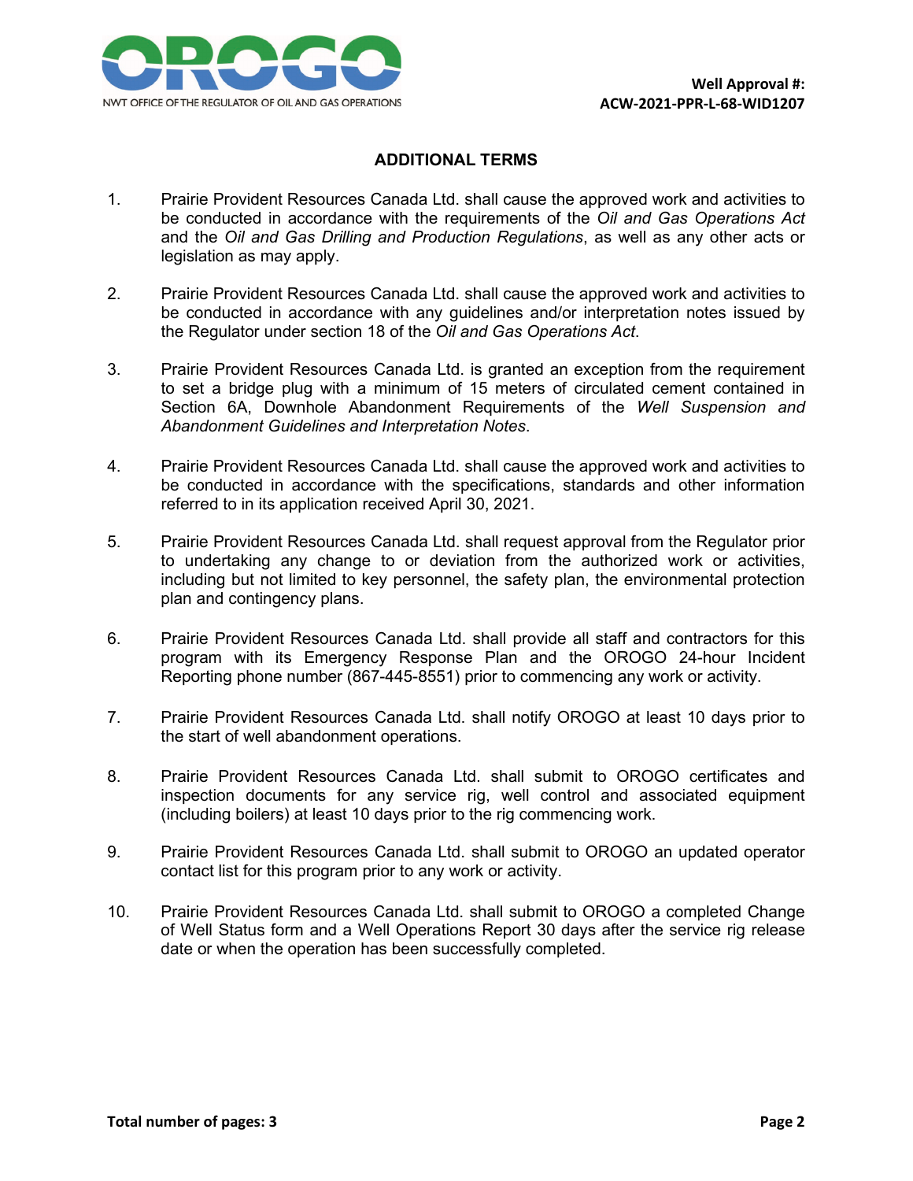**Well Approval #: ACW-2021-PPR-L-68-WID1207**

## ADDITIONAL TERMS

1. Prairie Provident Resources Canada Ltd. shall cause the approved work and activities to be conducted in accordance with the requirements of the *Oil and Gas Operations Act* and the *Oil and Gas Drilling and Production Regulations*, as well as any other acts or legislation as may apply.

2. Prairie Provident Resources Canada Ltd. shall cause the approved work and activities to be conducted in accordance with any guidelines and/or interpretation notes issued by the Regulator under section 18 of the *Oil and Gas Operations Act*.

3. Prairie Provident Resources Canada Ltd. is granted an exception from the requirement to set a bridge plug with a minimum of 15 meters of circulated cement contained in Section 6A, Downhole Abandonment Requirements of the *Well Suspension and Abandonment Guidelines and Interpretation Notes*.

4. Prairie Provident Resources Canada Ltd. shall cause the approved work and activities to be conducted in accordance with the specifications, standards and other information referred to in its application received April 30, 2021.

5. Prairie Provident Resources Canada Ltd. shall request approval from the Regulator prior to undertaking any change to or deviation from the authorized work or activities, including but not limited to key personnel, the safety plan, the environmental protection plan and contingency plans.

6. Prairie Provident Resources Canada Ltd. shall provide all staff and contractors for this program with its Emergency Response Plan and the OROGO 24-hour Incident Reporting phone number (867-445-8551) prior to commencing any work or activity.

7. Prairie Provident Resources Canada Ltd. shall notify OROGO at least 10 days prior to the start of well abandonment operations.

8. Prairie Provident Resources Canada Ltd. shall submit to OROGO certificates and inspection documents for any service rig, well control and associated equipment (including boilers) at least 10 days prior to the rig commencing work.

9. Prairie Provident Resources Canada Ltd. shall submit to OROGO an updated operator contact list for this program prior to any work or activity.

10. Prairie Provident Resources Canada Ltd. shall submit to OROGO a completed Change of Well Status form and a Well Operations Report 30 days after the service rig release date or when the operation has been successfully completed.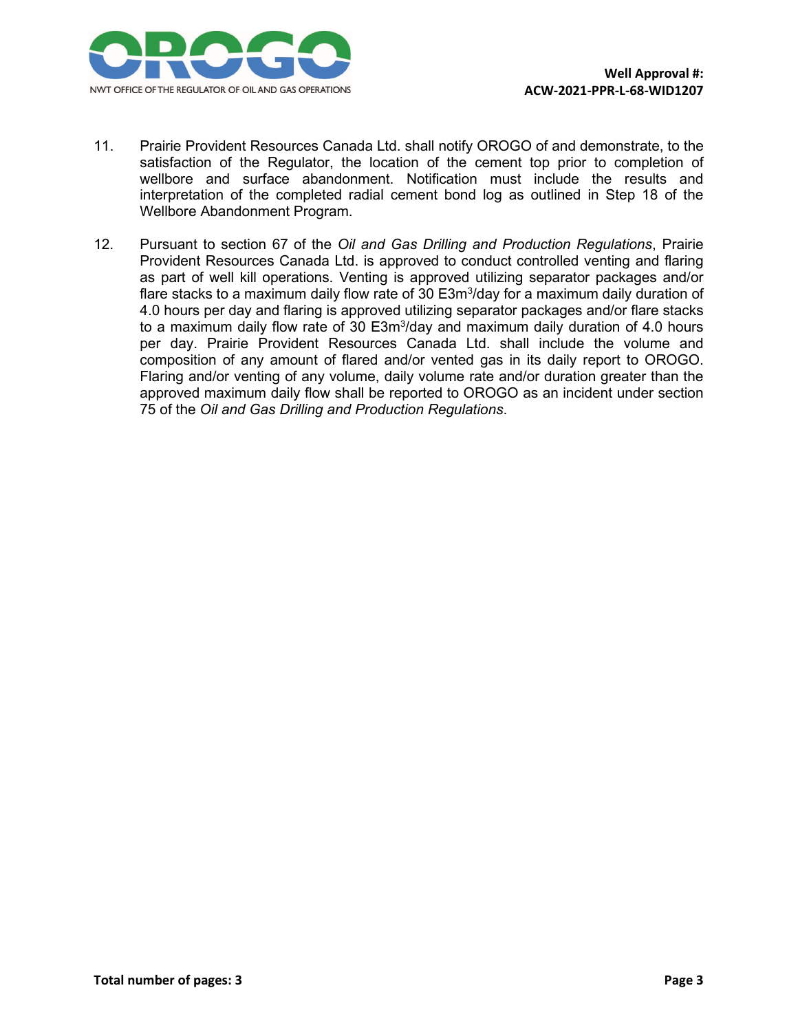11. Prairie Provident Resources Canada Ltd. shall notify OROGO of and demonstrate, to the satisfaction of the Regulator, the location of the cement top prior to completion of wellbore and surface abandonment. Notification must include the results and interpretation of the completed radial cement bond log as outlined in Step 18 of the Wellbore Abandonment Program.

12. Pursuant to section 67 of the *Oil and Gas Drilling and Production Regulations*, Prairie Provident Resources Canada Ltd. is approved to conduct controlled venting and flaring as part of well kill operations. Venting is approved utilizing separator packages and/or flare stacks to a maximum daily flow rate of 30 E3m$^3$/day for a maximum daily duration of 4.0 hours per day and flaring is approved utilizing separator packages and/or flare stacks to a maximum daily flow rate of 30 E3m$^3$/day and maximum daily duration of 4.0 hours per day. Prairie Provident Resources Canada Ltd. shall include the volume and composition of any amount of flared and/or vented gas in its daily report to OROGO. Flaring and/or venting of any volume, daily volume rate and/or duration greater than the approved maximum daily flow shall be reported to OROGO as an incident under section 75 of the *Oil and Gas Drilling and Production Regulations*.